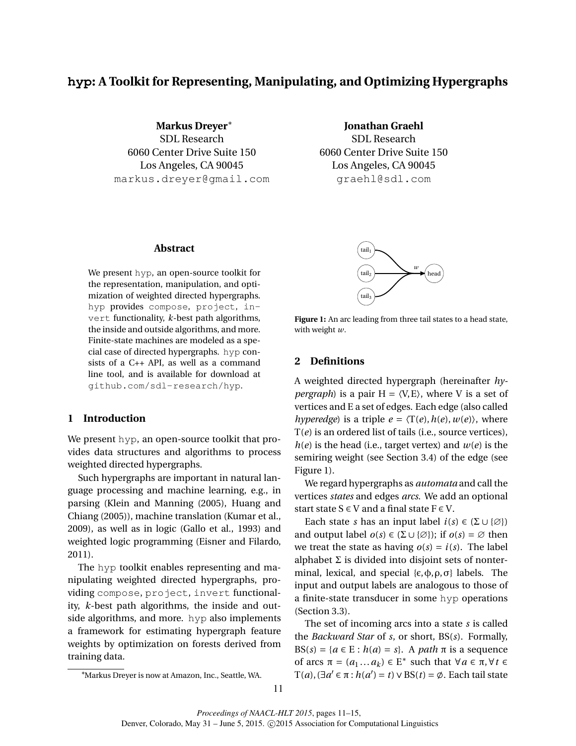# hyp: A Toolkit for Representing, Manipulating, and Optimizing Hypergraphs

**Markus Dreyer**[*]
SDL Research
6060 Center Drive Suite 150
Los Angeles, CA 90045
markus.dreyer@gmail.com

**Jonathan Graehl**
SDL Research
6060 Center Drive Suite 150
Los Angeles, CA 90045
graehl@sdl.com

### Abstract

We present hyp, an open-source toolkit for the representation, manipulation, and optimization of weighted directed hypergraphs. hyp provides compose, project, invert functionality, $k$-best path algorithms, the inside and outside algorithms, and more. Finite-state machines are modeled as a special case of directed hypergraphs. hyp consists of a C++ API, as well as a command line tool, and is available for download at github.com/sdl-research/hyp.

## 1 Introduction

We present hyp, an open-source toolkit that provides data structures and algorithms to process weighted directed hypergraphs.

Such hypergraphs are important in natural language processing and machine learning, e.g., in parsing (Klein and Manning (2005), Huang and Chiang (2005)), machine translation (Kumar et al., 2009), as well as in logic (Gallo et al., 1993) and weighted logic programming (Eisner and Filardo, 2011).

The hyp toolkit enables representing and manipulating weighted directed hypergraphs, providing compose, project, invert functionality, $k$-best path algorithms, the inside and outside algorithms, and more. hyp also implements a framework for estimating hypergraph feature weights by optimization on forests derived from training data.

[*]Markus Dreyer is now at Amazon, Inc., Seattle, WA.

Figure 1: An arc leading from three tail states to a head state, with weight $w$.

## 2 Definitions

A weighted directed hypergraph (hereinafter *hypergraph*) is a pair $H = \langle V, E \rangle$, where V is a set of vertices and E a set of edges. Each edge (also called *hyperedge*) is a triple $e = \langle T(e), h(e), w(e) \rangle$, where $T(e)$ is an ordered list of tails (i.e., source vertices), $h(e)$ is the head (i.e., target vertex) and $w(e)$ is the semiring weight (see Section 3.4) of the edge (see Figure 1).

We regard hypergraphs as *automata* and call the vertices *states* and edges *arcs*. We add an optional start state $S \in V$ and a final state $F \in V$.

Each state $s$ has an input label $i(s) \in (\Sigma \cup \{\varnothing\})$ and output label $o(s) \in (\Sigma \cup \{\varnothing\})$; if $o(s) = \varnothing$ then we treat the state as having $o(s) = i(s)$. The label alphabet $\Sigma$ is divided into disjoint sets of nonterminal, lexical, and special $\{\epsilon, \phi, \rho, \sigma\}$ labels. The input and output labels are analogous to those of a finite-state transducer in some hyp operations (Section 3.3).

The set of incoming arcs into a state $s$ is called the *Backward Star* of $s$, or short, $BS(s)$. Formally, $BS(s) = \{a \in E : h(a) = s\}$. A *path* $\pi$ is a sequence of arcs $\pi = (a_1 \dots a_k) \in E^*$ such that $\forall a \in \pi, \forall t \in T(a), (\exists a' \in \pi : h(a') = t) \vee BS(t) = \emptyset$. Each tail state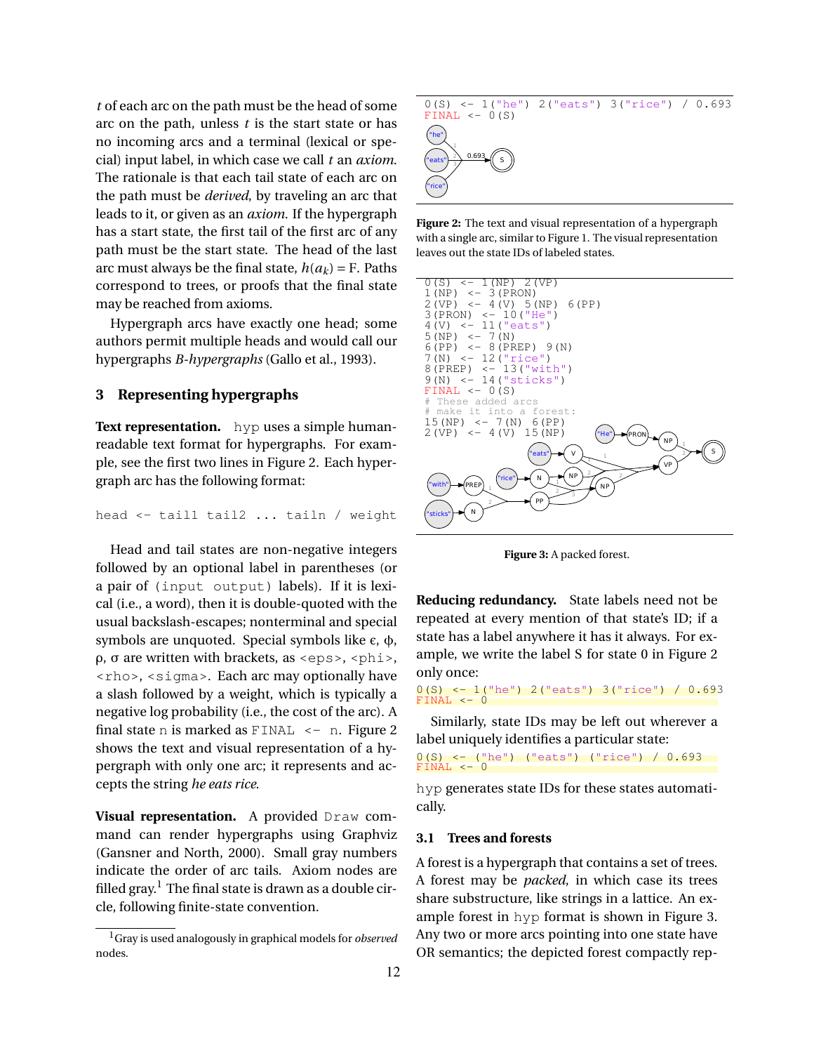$t$ of each arc on the path must be the head of some arc on the path, unless $t$ is the start state or has no incoming arcs and a terminal (lexical or special) input label, in which case we call $t$ an *axiom*. The rationale is that each tail state of each arc on the path must be *derived*, by traveling an arc that leads to it, or given as an *axiom*. If the hypergraph has a start state, the first tail of the first arc of any path must be the start state. The head of the last arc must always be the final state, $h(a_k) = \mathrm{F}$. Paths correspond to trees, or proofs that the final state may be reached from axioms.

Hypergraph arcs have exactly one head; some authors permit multiple heads and would call our hypergraphs *B-hypergraphs* (Gallo et al., 1993).

## 3 Representing hypergraphs

**Text representation.** `hyp` uses a simple human-readable text format for hypergraphs. For example, see the first two lines in Figure 2. Each hypergraph arc has the following format:

```
head <- tail1 tail2 ... tailn / weight
```

Head and tail states are non-negative integers followed by an optional label in parentheses (or a pair of `(input output)` labels). If it is lexical (i.e., a word), then it is double-quoted with the usual backslash-escapes; nonterminal and special symbols are unquoted. Special symbols like $\epsilon$, $\phi$, $\rho$, $\sigma$ are written with brackets, as `<eps>`, `<phi>`, `<rho>`, `<sigma>`. Each arc may optionally have a slash followed by a weight, which is typically a negative log probability (i.e., the cost of the arc). A final state `n` is marked as `FINAL <- n`. Figure 2 shows the text and visual representation of a hypergraph with only one arc; it represents and accepts the string *he eats rice*.

**Visual representation.** A provided `Draw` command can render hypergraphs using Graphviz (Gansner and North, 2000). Small gray numbers indicate the order of arc tails. Axiom nodes are filled gray.[1] The final state is drawn as a double circle, following finite-state convention.

[1] Gray is used analogously in graphical models for *observed* nodes.

```
0(S) <- 1("he") 2("eats") 3("rice") / 0.693
FINAL <- 0(S)
```

**Figure 2:** The text and visual representation of a hypergraph with a single arc, similar to Figure 1. The visual representation leaves out the state IDs of labeled states.

```
0(S) <- 1(NP) 2(VP)
1(NP) <- 3(PRON)
2(VP) <- 4(V) 5(NP) 6(PP)
3(PRON) <- 10("He")
4(V) <- 11("eats")
5(NP) <- 7(N)
6(PP) <- 8(PREP) 9(N)
7(N) <- 12("rice")
8(PREP) <- 13("with")
9(N) <- 14("sticks")
FINAL <- 0(S)
# These added arcs
# make it into a forest:
15(NP) <- 7(N) 6(PP)
2(VP) <- 4(V) 15(NP)
```

**Figure 3:** A packed forest.

**Reducing redundancy.** State labels need not be repeated at every mention of that state's ID; if a state has a label anywhere it has it always. For example, we write the label S for state 0 in Figure 2 only once:

```
0(S) <- 1("he") 2("eats") 3("rice") / 0.693
FINAL <- 0
```

Similarly, state IDs may be left out wherever a label uniquely identifies a particular state:

```
0(S) <- ("he") ("eats") ("rice") / 0.693
FINAL <- 0
```

`hyp` generates state IDs for these states automatically.

### 3.1 Trees and forests

A forest is a hypergraph that contains a set of trees. A forest may be *packed*, in which case its trees share substructure, like strings in a lattice. An example forest in `hyp` format is shown in Figure 3. Any two or more arcs pointing into one state have OR semantics; the depicted forest compactly rep-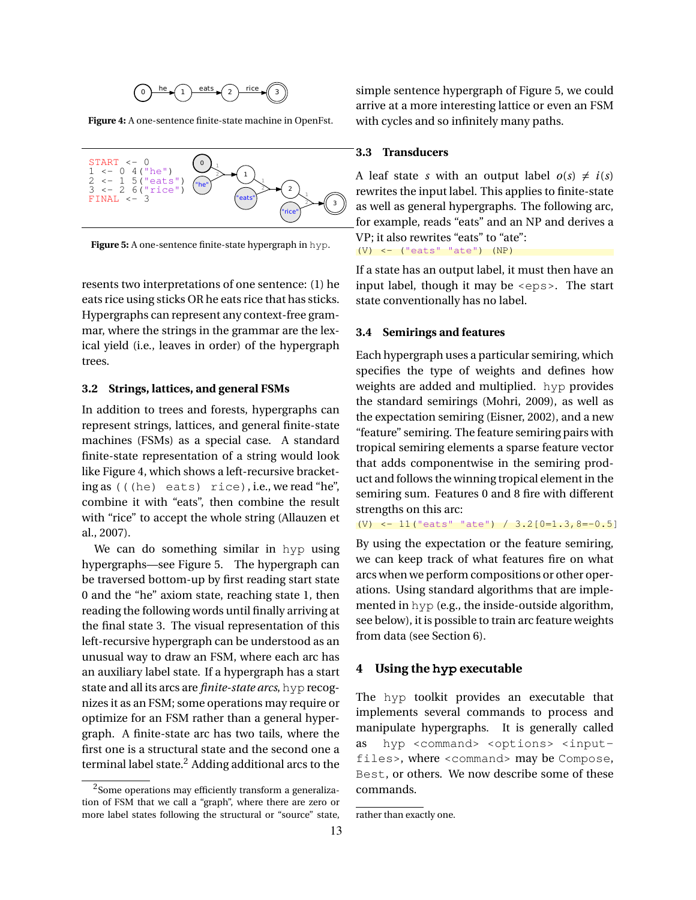**Figure 4:** A one-sentence finite-state machine in OpenFst.

```
START <- 0
1 <- 0 4("he")
2 <- 1 5("eats")
3 <- 2 6("rice")
FINAL <- 3
```

**Figure 5:** A one-sentence finite-state hypergraph in hyp.

resents two interpretations of one sentence: (1) he eats rice using sticks OR he eats rice that has sticks. Hypergraphs can represent any context-free grammar, where the strings in the grammar are the lexical yield (i.e., leaves in order) of the hypergraph trees.

### 3.2 Strings, lattices, and general FSMs

In addition to trees and forests, hypergraphs can represent strings, lattices, and general finite-state machines (FSMs) as a special case. A standard finite-state representation of a string would look like Figure 4, which shows a left-recursive bracketing as `(((he) eats) rice)`, i.e., we read "he", combine it with "eats", then combine the result with "rice" to accept the whole string (Allauzen et al., 2007).

We can do something similar in hyp using hypergraphs—see Figure 5. The hypergraph can be traversed bottom-up by first reading start state 0 and the "he" axiom state, reaching state 1, then reading the following words until finally arriving at the final state 3. The visual representation of this left-recursive hypergraph can be understood as an unusual way to draw an FSM, where each arc has an auxiliary label state. If a hypergraph has a start state and all its arcs are *finite-state arcs*, hyp recognizes it as an FSM; some operations may require or optimize for an FSM rather than a general hypergraph. A finite-state arc has two tails, where the first one is a structural state and the second one a terminal label state.[2] Adding additional arcs to the simple sentence hypergraph of Figure 5, we could arrive at a more interesting lattice or even an FSM with cycles and so infinitely many paths.

### 3.3 Transducers

A leaf state $s$ with an output label $o(s) \neq i(s)$ rewrites the input label. This applies to finite-state as well as general hypergraphs. The following arc, for example, reads "eats" and an NP and derives a VP; it also rewrites "eats" to "ate":

```
(V) <- ("eats" "ate") (NP)
```

If a state has an output label, it must then have an input label, though it may be `<eps>`. The start state conventionally has no label.

### 3.4 Semirings and features

Each hypergraph uses a particular semiring, which specifies the type of weights and defines how weights are added and multiplied. hyp provides the standard semirings (Mohri, 2009), as well as the expectation semiring (Eisner, 2002), and a new "feature" semiring. The feature semiring pairs with tropical semiring elements a sparse feature vector that adds componentwise in the semiring product and follows the winning tropical element in the semiring sum. Features 0 and 8 fire with different strengths on this arc:

```
(V) <- 11("eats" "ate") / 3.2[0=1.3,8=-0.5]
```

By using the expectation or the feature semiring, we can keep track of what features fire on what arcs when we perform compositions or other operations. Using standard algorithms that are implemented in hyp (e.g., the inside-outside algorithm, see below), it is possible to train arc feature weights from data (see Section 6).

## 4 Using the hyp executable

The hyp toolkit provides an executable that implements several commands to process and manipulate hypergraphs. It is generally called as `hyp <command> <options> <input-files>`, where `<command>` may be `Compose`, `Best`, or others. We now describe some of these commands.

[2] Some operations may efficiently transform a generalization of FSM that we call a "graph", where there are zero or more label states following the structural or "source" state, rather than exactly one.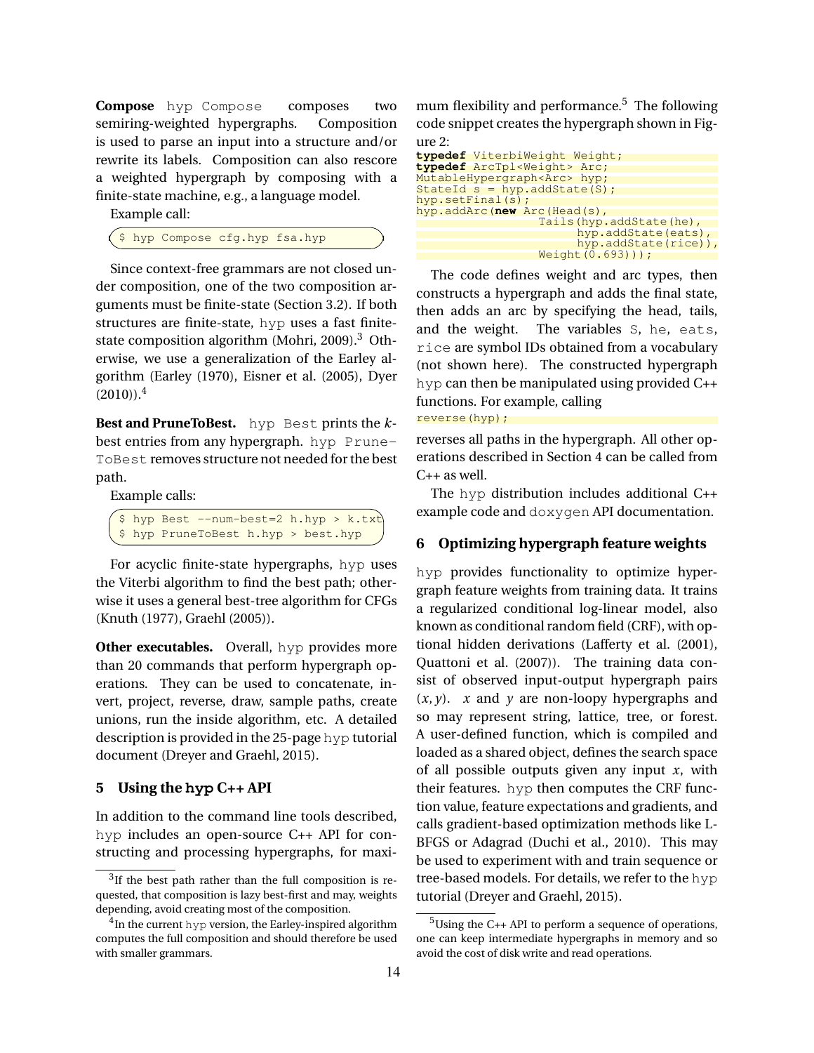**Compose** `hyp Compose` composes two semiring-weighted hypergraphs. Composition is used to parse an input into a structure and/or rewrite its labels. Composition can also rescore a weighted hypergraph by composing with a finite-state machine, e.g., a language model.

Example call:

```
$ hyp Compose cfg.hyp fsa.hyp
```

Since context-free grammars are not closed under composition, one of the two composition arguments must be finite-state (Section 3.2). If both structures are finite-state, hyp uses a fast finite-state composition algorithm (Mohri, 2009).[3] Otherwise, we use a generalization of the Earley algorithm (Earley (1970), Eisner et al. (2005), Dyer (2010)).[4]

**Best and PruneToBest.** `hyp Best` prints the $k$-best entries from any hypergraph. `hyp PruneToBest` removes structure not needed for the best path.

Example calls:

```
$ hyp Best --num-best=2 h.hyp > k.txt
$ hyp PruneToBest h.hyp > best.hyp
```

For acyclic finite-state hypergraphs, hyp uses the Viterbi algorithm to find the best path; otherwise it uses a general best-tree algorithm for CFGs (Knuth (1977), Graehl (2005)).

**Other executables.** Overall, hyp provides more than 20 commands that perform hypergraph operations. They can be used to concatenate, invert, project, reverse, draw, sample paths, create unions, run the inside algorithm, etc. A detailed description is provided in the 25-page hyp tutorial document (Dreyer and Graehl, 2015).

## 5 Using the hyp C++ API

In addition to the command line tools described, hyp includes an open-source C++ API for constructing and processing hypergraphs, for maximum flexibility and performance.[5] The following code snippet creates the hypergraph shown in Figure 2:

```
typedef ViterbiWeight Weight;
typedef ArcTpl<Weight> Arc;
MutableHypergraph<Arc> hyp;
StateId s = hyp.addState(S);
hyp.setFinal(s);
hyp.addArc(new Arc(Head(s),
                Tails(hyp.addState(he),
                      hyp.addState(eats),
                      hyp.addState(rice)),
                Weight(0.693)));
```

The code defines weight and arc types, then constructs a hypergraph and adds the final state, then adds an arc by specifying the head, tails, and the weight. The variables `S`, `he`, `eats`, `rice` are symbol IDs obtained from a vocabulary (not shown here). The constructed hypergraph `hyp` can then be manipulated using provided C++ functions. For example, calling

```
reverse(hyp);
```

reverses all paths in the hypergraph. All other operations described in Section 4 can be called from C++ as well.

The hyp distribution includes additional C++ example code and doxygen API documentation.

## 6 Optimizing hypergraph feature weights

hyp provides functionality to optimize hypergraph feature weights from training data. It trains a regularized conditional log-linear model, also known as conditional random field (CRF), with optional hidden derivations (Lafferty et al. (2001), Quattoni et al. (2007)). The training data consist of observed input-output hypergraph pairs $(x, y)$. $x$ and $y$ are non-loopy hypergraphs and so may represent string, lattice, tree, or forest. A user-defined function, which is compiled and loaded as a shared object, defines the search space of all possible outputs given any input $x$, with their features. hyp then computes the CRF function value, feature expectations and gradients, and calls gradient-based optimization methods like L-BFGS or Adagrad (Duchi et al., 2010). This may be used to experiment with and train sequence or tree-based models. For details, we refer to the hyp tutorial (Dreyer and Graehl, 2015).

---

[3] If the best path rather than the full composition is requested, that composition is lazy best-first and may, weights depending, avoid creating most of the composition.

[4] In the current hyp version, the Earley-inspired algorithm computes the full composition and should therefore be used with smaller grammars.

[5] Using the C++ API to perform a sequence of operations, one can keep intermediate hypergraphs in memory and so avoid the cost of disk write and read operations.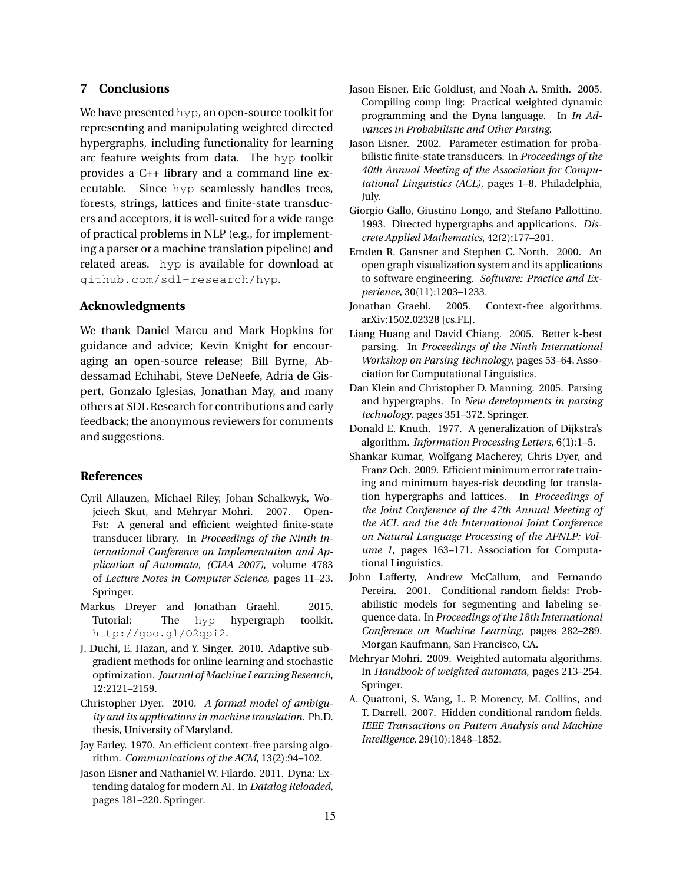## 7 Conclusions

We have presented hyp, an open-source toolkit for representing and manipulating weighted directed hypergraphs, including functionality for learning arc feature weights from data. The hyp toolkit provides a C++ library and a command line executable. Since hyp seamlessly handles trees, forests, strings, lattices and finite-state transducers and acceptors, it is well-suited for a wide range of practical problems in NLP (e.g., for implementing a parser or a machine translation pipeline) and related areas. hyp is available for download at github.com/sdl-research/hyp.

## Acknowledgments

We thank Daniel Marcu and Mark Hopkins for guidance and advice; Kevin Knight for encouraging an open-source release; Bill Byrne, Abdessamad Echihabi, Steve DeNeefe, Adria de Gispert, Gonzalo Iglesias, Jonathan May, and many others at SDL Research for contributions and early feedback; the anonymous reviewers for comments and suggestions.

## References

Cyril Allauzen, Michael Riley, Johan Schalkwyk, Wojciech Skut, and Mehryar Mohri. 2007. OpenFst: A general and efficient weighted finite-state transducer library. In *Proceedings of the Ninth International Conference on Implementation and Application of Automata, (CIAA 2007)*, volume 4783 of *Lecture Notes in Computer Science*, pages 11–23. Springer.

Markus Dreyer and Jonathan Graehl. 2015. Tutorial: The hyp hypergraph toolkit. http://goo.gl/O2qpi2.

J. Duchi, E. Hazan, and Y. Singer. 2010. Adaptive subgradient methods for online learning and stochastic optimization. *Journal of Machine Learning Research*, 12:2121–2159.

Christopher Dyer. 2010. *A formal model of ambiguity and its applications in machine translation*. Ph.D. thesis, University of Maryland.

Jay Earley. 1970. An efficient context-free parsing algorithm. *Communications of the ACM*, 13(2):94–102.

Jason Eisner and Nathaniel W. Filardo. 2011. Dyna: Extending datalog for modern AI. In *Datalog Reloaded*, pages 181–220. Springer.

Jason Eisner, Eric Goldlust, and Noah A. Smith. 2005. Compiling comp ling: Practical weighted dynamic programming and the Dyna language. In *In Advances in Probabilistic and Other Parsing*.

Jason Eisner. 2002. Parameter estimation for probabilistic finite-state transducers. In *Proceedings of the 40th Annual Meeting of the Association for Computational Linguistics (ACL)*, pages 1–8, Philadelphia, July.

Giorgio Gallo, Giustino Longo, and Stefano Pallottino. 1993. Directed hypergraphs and applications. *Discrete Applied Mathematics*, 42(2):177–201.

Emden R. Gansner and Stephen C. North. 2000. An open graph visualization system and its applications to software engineering. *Software: Practice and Experience*, 30(11):1203–1233.

Jonathan Graehl. 2005. Context-free algorithms. arXiv:1502.02328 [cs.FL].

Liang Huang and David Chiang. 2005. Better k-best parsing. In *Proceedings of the Ninth International Workshop on Parsing Technology*, pages 53–64. Association for Computational Linguistics.

Dan Klein and Christopher D. Manning. 2005. Parsing and hypergraphs. In *New developments in parsing technology*, pages 351–372. Springer.

Donald E. Knuth. 1977. A generalization of Dijkstra's algorithm. *Information Processing Letters*, 6(1):1–5.

Shankar Kumar, Wolfgang Macherey, Chris Dyer, and Franz Och. 2009. Efficient minimum error rate training and minimum bayes-risk decoding for translation hypergraphs and lattices. In *Proceedings of the Joint Conference of the 47th Annual Meeting of the ACL and the 4th International Joint Conference on Natural Language Processing of the AFNLP: Volume 1*, pages 163–171. Association for Computational Linguistics.

John Lafferty, Andrew McCallum, and Fernando Pereira. 2001. Conditional random fields: Probabilistic models for segmenting and labeling sequence data. In *Proceedings of the 18th International Conference on Machine Learning*, pages 282–289. Morgan Kaufmann, San Francisco, CA.

Mehryar Mohri. 2009. Weighted automata algorithms. In *Handbook of weighted automata*, pages 213–254. Springer.

A. Quattoni, S. Wang, L. P. Morency, M. Collins, and T. Darrell. 2007. Hidden conditional random fields. *IEEE Transactions on Pattern Analysis and Machine Intelligence*, 29(10):1848–1852.